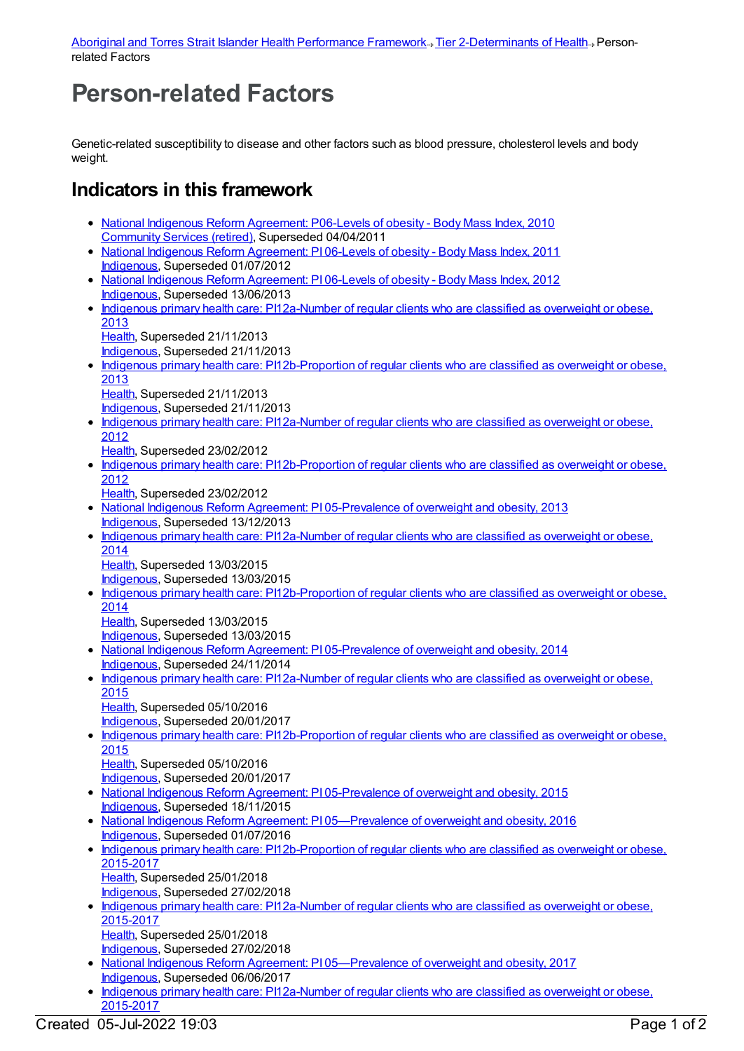[Aboriginal and Torres Strait Islander Health Performance Framework](#) → [Tier 2-Determinants of Health](#) → Person-related Factors

# Person-related Factors

Genetic-related susceptibility to disease and other factors such as blood pressure, cholesterol levels and body weight.

## Indicators in this framework

- National Indigenous Reform Agreement: P06-Levels of obesity - Body Mass Index, 2010
  Community Services (retired), Superseded 04/04/2011
- National Indigenous Reform Agreement: PI 06-Levels of obesity - Body Mass Index, 2011
  Indigenous, Superseded 01/07/2012
- National Indigenous Reform Agreement: PI 06-Levels of obesity - Body Mass Index, 2012
  Indigenous, Superseded 13/06/2013
- Indigenous primary health care: PI12a-Number of regular clients who are classified as overweight or obese, 2013
  Health, Superseded 21/11/2013
  Indigenous, Superseded 21/11/2013
- Indigenous primary health care: PI12b-Proportion of regular clients who are classified as overweight or obese, 2013
  Health, Superseded 21/11/2013
  Indigenous, Superseded 21/11/2013
- Indigenous primary health care: PI12a-Number of regular clients who are classified as overweight or obese, 2012
  Health, Superseded 23/02/2012
- Indigenous primary health care: PI12b-Proportion of regular clients who are classified as overweight or obese, 2012
  Health, Superseded 23/02/2012
- National Indigenous Reform Agreement: PI 05-Prevalence of overweight and obesity, 2013
  Indigenous, Superseded 13/12/2013
- Indigenous primary health care: PI12a-Number of regular clients who are classified as overweight or obese, 2014
  Health, Superseded 13/03/2015
  Indigenous, Superseded 13/03/2015
- Indigenous primary health care: PI12b-Proportion of regular clients who are classified as overweight or obese, 2014
  Health, Superseded 13/03/2015
  Indigenous, Superseded 13/03/2015
- National Indigenous Reform Agreement: PI 05-Prevalence of overweight and obesity, 2014
  Indigenous, Superseded 24/11/2014
- Indigenous primary health care: PI12a-Number of regular clients who are classified as overweight or obese, 2015
  Health, Superseded 05/10/2016
  Indigenous, Superseded 20/01/2017
- Indigenous primary health care: PI12b-Proportion of regular clients who are classified as overweight or obese, 2015
  Health, Superseded 05/10/2016
  Indigenous, Superseded 20/01/2017
- National Indigenous Reform Agreement: PI 05-Prevalence of overweight and obesity, 2015
  Indigenous, Superseded 18/11/2015
- National Indigenous Reform Agreement: PI 05—Prevalence of overweight and obesity, 2016
  Indigenous, Superseded 01/07/2016
- Indigenous primary health care: PI12b-Proportion of regular clients who are classified as overweight or obese, 2015-2017
  Health, Superseded 25/01/2018
  Indigenous, Superseded 27/02/2018
- Indigenous primary health care: PI12a-Number of regular clients who are classified as overweight or obese, 2015-2017
  Health, Superseded 25/01/2018
  Indigenous, Superseded 27/02/2018
- National Indigenous Reform Agreement: PI 05—Prevalence of overweight and obesity, 2017
  Indigenous, Superseded 06/06/2017
- Indigenous primary health care: PI12a-Number of regular clients who are classified as overweight or obese, 2015-2017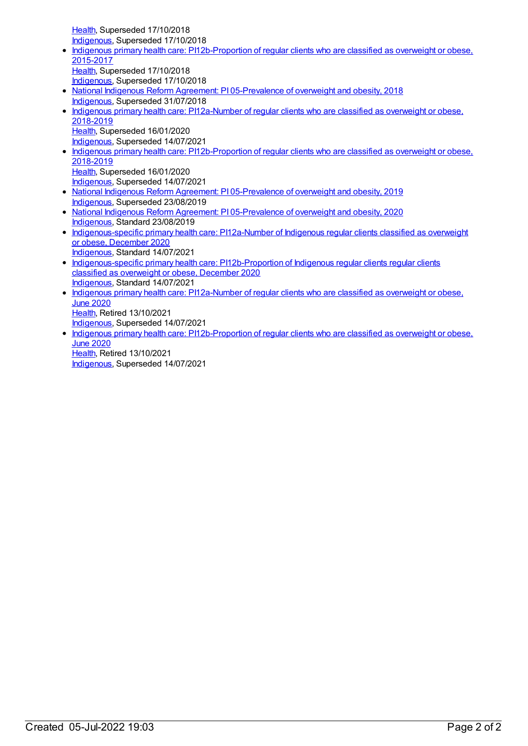Health, Superseded 17/10/2018
Indigenous, Superseded 17/10/2018

- Indigenous primary health care: PI12b-Proportion of regular clients who are classified as overweight or obese, 2015-2017
  Health, Superseded 17/10/2018
  Indigenous, Superseded 17/10/2018
- National Indigenous Reform Agreement: PI 05-Prevalence of overweight and obesity, 2018
  Indigenous, Superseded 31/07/2018
- Indigenous primary health care: PI12a-Number of regular clients who are classified as overweight or obese, 2018-2019
  Health, Superseded 16/01/2020
  Indigenous, Superseded 14/07/2021
- Indigenous primary health care: PI12b-Proportion of regular clients who are classified as overweight or obese, 2018-2019
  Health, Superseded 16/01/2020
  Indigenous, Superseded 14/07/2021
- National Indigenous Reform Agreement: PI 05-Prevalence of overweight and obesity, 2019
  Indigenous, Superseded 23/08/2019
- National Indigenous Reform Agreement: PI 05-Prevalence of overweight and obesity, 2020
  Indigenous, Standard 23/08/2019
- Indigenous-specific primary health care: PI12a-Number of Indigenous regular clients classified as overweight or obese, December 2020
  Indigenous, Standard 14/07/2021
- Indigenous-specific primary health care: PI12b-Proportion of Indigenous regular clients regular clients classified as overweight or obese, December 2020
  Indigenous, Standard 14/07/2021
- Indigenous primary health care: PI12a-Number of regular clients who are classified as overweight or obese, June 2020
  Health, Retired 13/10/2021
  Indigenous, Superseded 14/07/2021
- Indigenous primary health care: PI12b-Proportion of regular clients who are classified as overweight or obese, June 2020
  Health, Retired 13/10/2021
  Indigenous, Superseded 14/07/2021